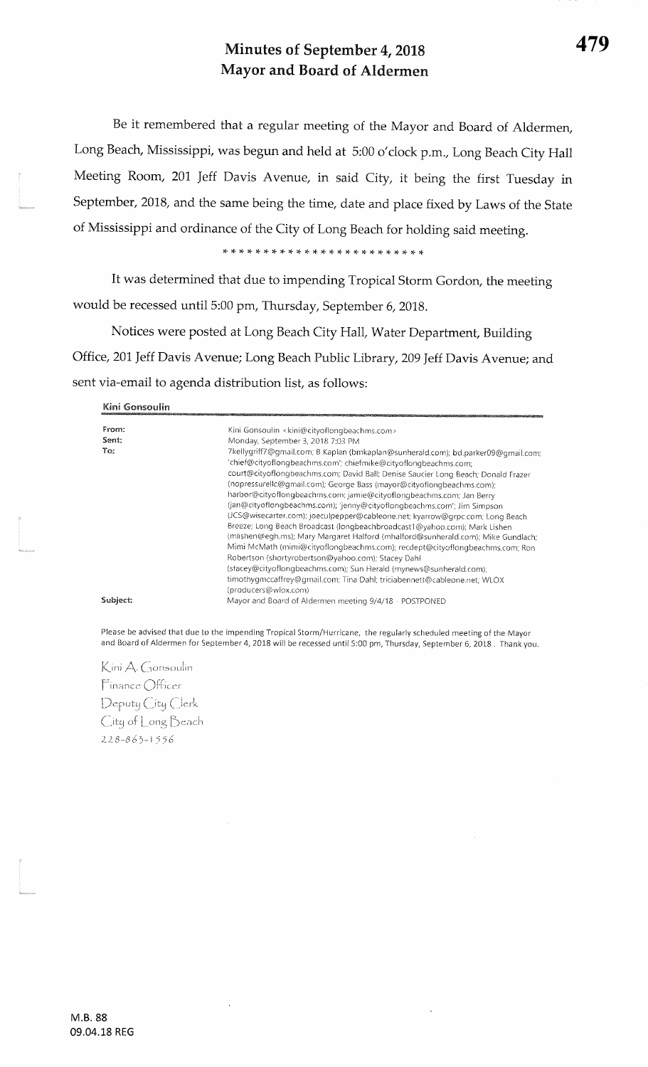# Minutes of September 4, 2018
# Mayor and Board of Aldermen

Be it remembered that a regular meeting of the Mayor and Board of Aldermen, Long Beach, Mississippi, was begun and held at 5:00 o'clock p.m., Long Beach City Hall Meeting Room, 201 Jeff Davis Avenue, in said City, it being the first Tuesday in September, 2018, and the same being the time, date and place fixed by Laws of the State of Mississippi and ordinance of the City of Long Beach for holding said meeting.

* * * * * * * * * * * * * * * * * * * * * * * * *

It was determined that due to impending Tropical Storm Gordon, the meeting would be recessed until 5:00 pm, Thursday, September 6, 2018.

Notices were posted at Long Beach City Hall, Water Department, Building Office, 201 Jeff Davis Avenue; Long Beach Public Library, 209 Jeff Davis Avenue; and sent via-email to agenda distribution list, as follows:

**Kini Gonsoulin**

| | |
|---|---|
| **From:** | Kini Gonsoulin <kini@cityoflongbeachms.com> |
| **Sent:** | Monday, September 3, 2018 7:03 PM |
| **To:** | 7kellygriff7@gmail.com; B Kaplan (bmkaplan@sunherald.com); bd.parker09@gmail.com; 'chief@cityoflongbeachms.com'; chiefmike@cityoflongbeachms.com; court@cityoflongbeachms.com; David Ball; Denise Saucier Long Beach; Donald Frazer (nopressurellc@gmail.com); George Bass (mayor@cityoflongbeachms.com); harbor@cityoflongbeachms.com; jamie@cityoflongbeachms.com; Jan Berry (jan@cityoflongbeachms.com); 'jenny@cityoflongbeachms.com'; Jim Simpson (JCS@wisecarter.com); joeculpepper@cableone.net; kyarrow@grpc.com; Long Beach Breeze; Long Beach Broadcast (longbeachbroadcast1@yahoo.com); Mark Lishen (mlishen@egh.ms); Mary Margaret Halford (mhalford@sunherald.com); Mike Gundlach; Mimi McMath (mimi@cityoflongbeachms.com); recdept@cityoflongbeachms.com; Ron Robertson (shortyrobertson@yahoo.com); Stacey Dahl (stacey@cityoflongbeachms.com); Sun Herald (mynews@sunherald.com); timothygmccaffrey@gmail.com; Tina Dahl; triciabennett@cableone.net; WLOX (producers@wlox.com) |
| **Subject:** | Mayor and Board of Aldermen meeting 9/4/18 - POSTPONED |

Please be advised that due to the impending Tropical Storm/Hurricane, the regularly scheduled meeting of the Mayor and Board of Aldermen for September 4, 2018 will be recessed until 5:00 pm, Thursday, September 6, 2018. Thank you.

Kini A. Gonsoulin
Finance Officer
Deputy City Clerk
City of Long Beach
228-863-1556

M.B. 88
09.04.18 REG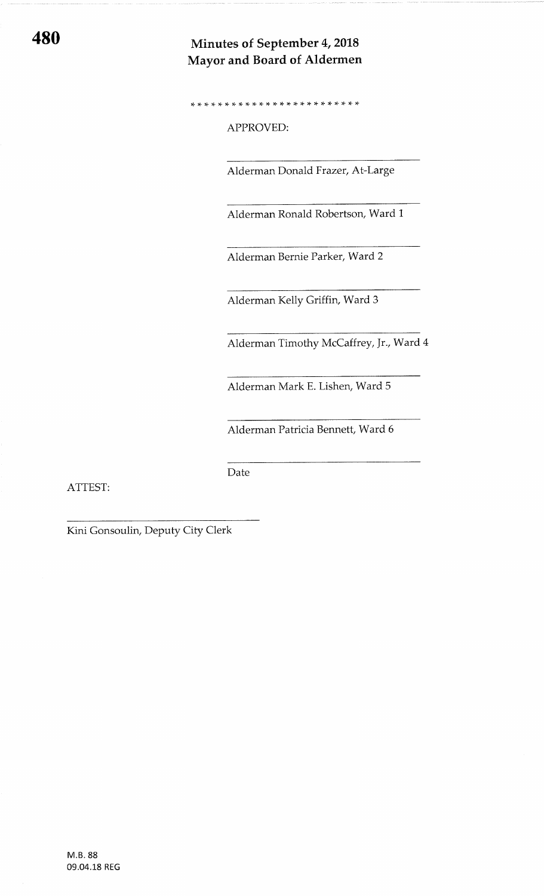**Minutes of September 4, 2018**
**Mayor and Board of Aldermen**

*************************

APPROVED:

\_\_\_\_\_\_\_\_\_\_\_\_\_\_\_\_\_\_\_\_\_\_\_\_\_\_\_\_\_\_

Alderman Donald Frazer, At-Large

\_\_\_\_\_\_\_\_\_\_\_\_\_\_\_\_\_\_\_\_\_\_\_\_\_\_\_\_\_\_

Alderman Ronald Robertson, Ward 1

\_\_\_\_\_\_\_\_\_\_\_\_\_\_\_\_\_\_\_\_\_\_\_\_\_\_\_\_\_\_

Alderman Bernie Parker, Ward 2

\_\_\_\_\_\_\_\_\_\_\_\_\_\_\_\_\_\_\_\_\_\_\_\_\_\_\_\_\_\_

Alderman Kelly Griffin, Ward 3

\_\_\_\_\_\_\_\_\_\_\_\_\_\_\_\_\_\_\_\_\_\_\_\_\_\_\_\_\_\_

Alderman Timothy McCaffrey, Jr., Ward 4

\_\_\_\_\_\_\_\_\_\_\_\_\_\_\_\_\_\_\_\_\_\_\_\_\_\_\_\_\_\_

Alderman Mark E. Lishen, Ward 5

\_\_\_\_\_\_\_\_\_\_\_\_\_\_\_\_\_\_\_\_\_\_\_\_\_\_\_\_\_\_

Alderman Patricia Bennett, Ward 6

\_\_\_\_\_\_\_\_\_\_\_\_\_\_\_\_\_\_\_\_\_\_\_\_\_\_\_\_\_\_

Date

ATTEST:

\_\_\_\_\_\_\_\_\_\_\_\_\_\_\_\_\_\_\_\_\_\_\_\_\_\_\_\_\_\_

Kini Gonsoulin, Deputy City Clerk

M.B. 88
09.04.18 REG